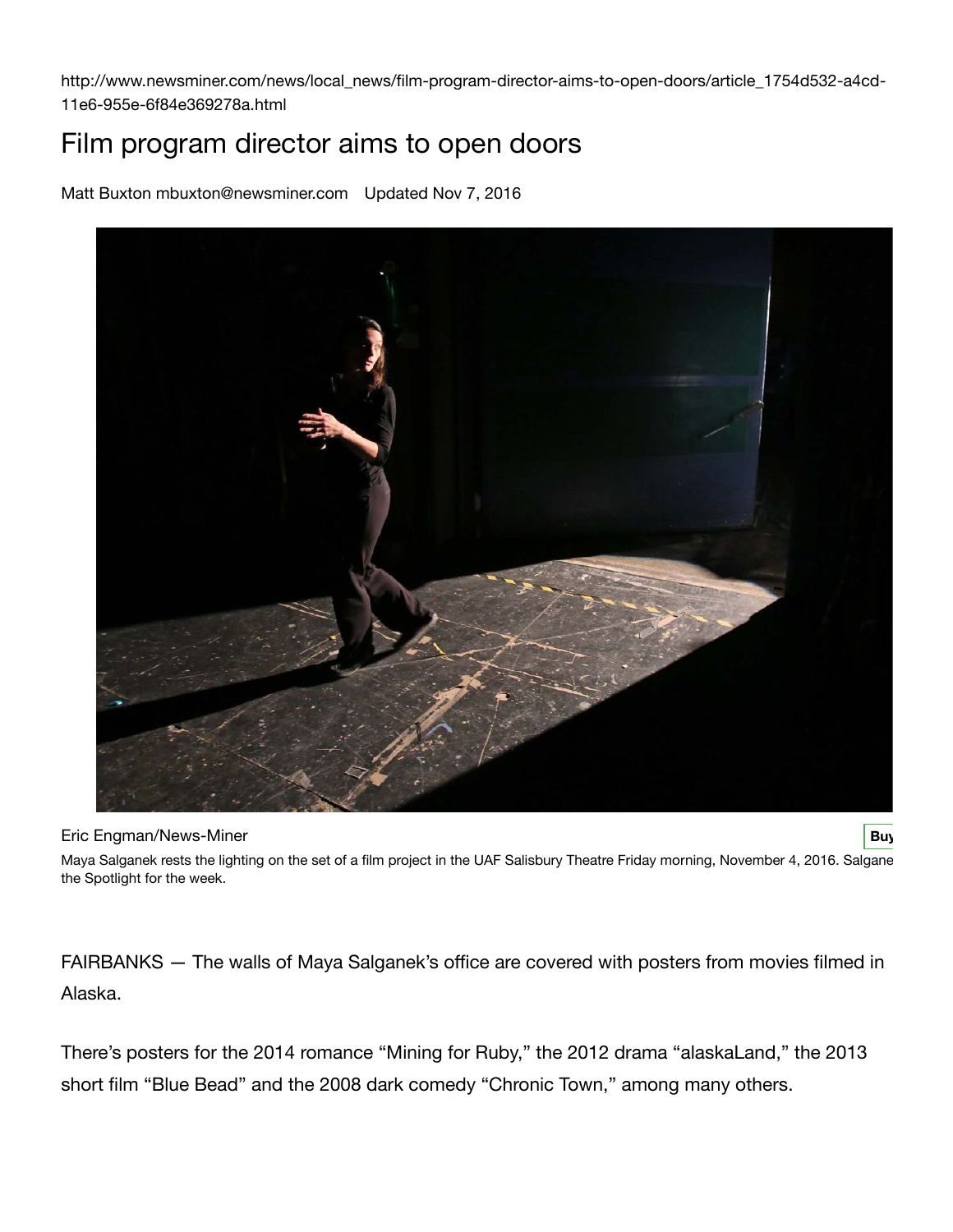http://www.newsminer.com/news/local_news/film-program-director-aims-to-open-doors/article_1754d532-a4cd-11e6-955e-6f84e369278a.html

# Film program director aims to open doors

Matt Buxton mbuxton@newsminer.com Updated Nov 7, 2016

Eric Engman/News-Miner

Maya Salganek rests the lighting on the set of a film project in the UAF Salisbury Theatre Friday morning, November 4, 2016. Salgane the Spotlight for the week.

FAIRBANKS — The walls of Maya Salganek's office are covered with posters from movies filmed in Alaska.

There's posters for the 2014 romance "Mining for Ruby," the 2012 drama "alaskaLand," the 2013 short film "Blue Bead" and the 2008 dark comedy "Chronic Town," among many others.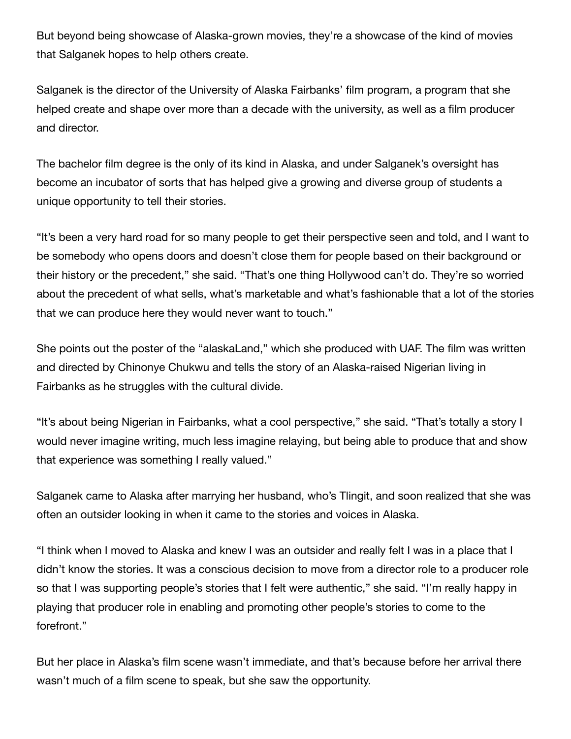But beyond being showcase of Alaska-grown movies, they're a showcase of the kind of movies that Salganek hopes to help others create.

Salganek is the director of the University of Alaska Fairbanks' film program, a program that she helped create and shape over more than a decade with the university, as well as a film producer and director.

The bachelor film degree is the only of its kind in Alaska, and under Salganek's oversight has become an incubator of sorts that has helped give a growing and diverse group of students a unique opportunity to tell their stories.

"It's been a very hard road for so many people to get their perspective seen and told, and I want to be somebody who opens doors and doesn't close them for people based on their background or their history or the precedent," she said. "That's one thing Hollywood can't do. They're so worried about the precedent of what sells, what's marketable and what's fashionable that a lot of the stories that we can produce here they would never want to touch."

She points out the poster of the "alaskaLand," which she produced with UAF. The film was written and directed by Chinonye Chukwu and tells the story of an Alaska-raised Nigerian living in Fairbanks as he struggles with the cultural divide.

"It's about being Nigerian in Fairbanks, what a cool perspective," she said. "That's totally a story I would never imagine writing, much less imagine relaying, but being able to produce that and show that experience was something I really valued."

Salganek came to Alaska after marrying her husband, who's Tlingit, and soon realized that she was often an outsider looking in when it came to the stories and voices in Alaska.

"I think when I moved to Alaska and knew I was an outsider and really felt I was in a place that I didn't know the stories. It was a conscious decision to move from a director role to a producer role so that I was supporting people's stories that I felt were authentic," she said. "I'm really happy in playing that producer role in enabling and promoting other people's stories to come to the forefront."

But her place in Alaska's film scene wasn't immediate, and that's because before her arrival there wasn't much of a film scene to speak, but she saw the opportunity.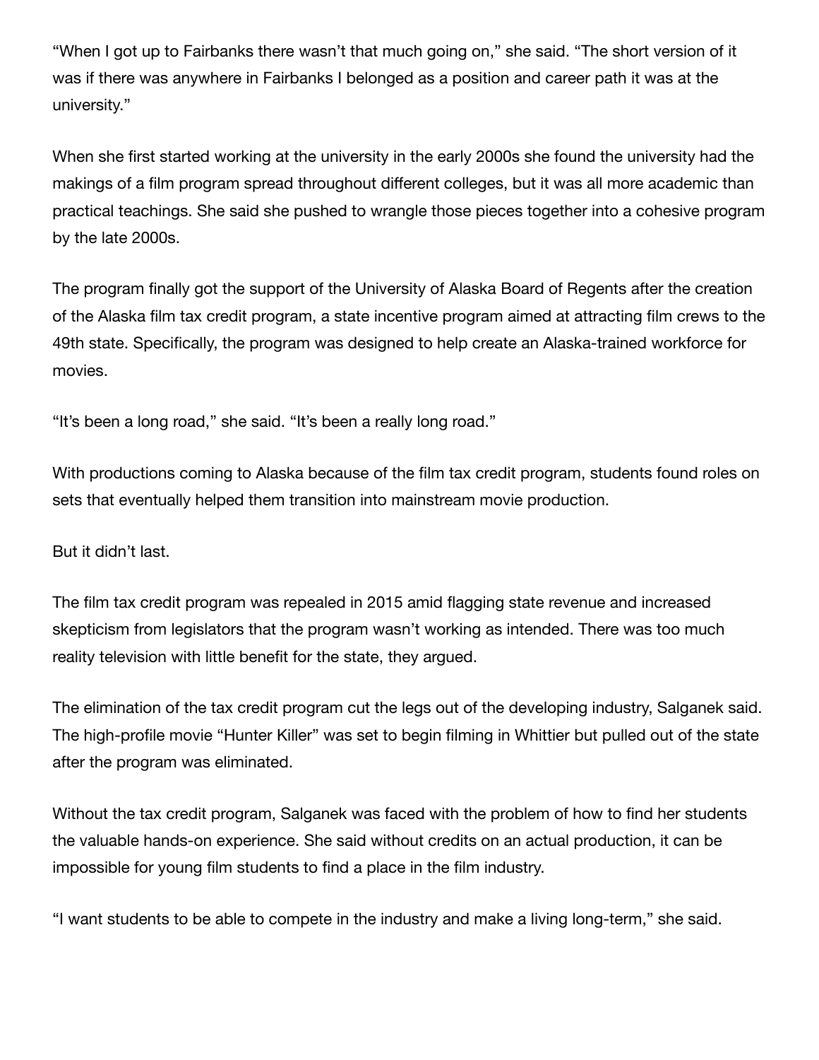"When I got up to Fairbanks there wasn't that much going on," she said. "The short version of it was if there was anywhere in Fairbanks I belonged as a position and career path it was at the university."

When she first started working at the university in the early 2000s she found the university had the makings of a film program spread throughout different colleges, but it was all more academic than practical teachings. She said she pushed to wrangle those pieces together into a cohesive program by the late 2000s.

The program finally got the support of the University of Alaska Board of Regents after the creation of the Alaska film tax credit program, a state incentive program aimed at attracting film crews to the 49th state. Specifically, the program was designed to help create an Alaska-trained workforce for movies.

"It's been a long road," she said. "It's been a really long road."

With productions coming to Alaska because of the film tax credit program, students found roles on sets that eventually helped them transition into mainstream movie production.

But it didn't last.

The film tax credit program was repealed in 2015 amid flagging state revenue and increased skepticism from legislators that the program wasn't working as intended. There was too much reality television with little benefit for the state, they argued.

The elimination of the tax credit program cut the legs out of the developing industry, Salganek said. The high-profile movie "Hunter Killer" was set to begin filming in Whittier but pulled out of the state after the program was eliminated.

Without the tax credit program, Salganek was faced with the problem of how to find her students the valuable hands-on experience. She said without credits on an actual production, it can be impossible for young film students to find a place in the film industry.

"I want students to be able to compete in the industry and make a living long-term," she said.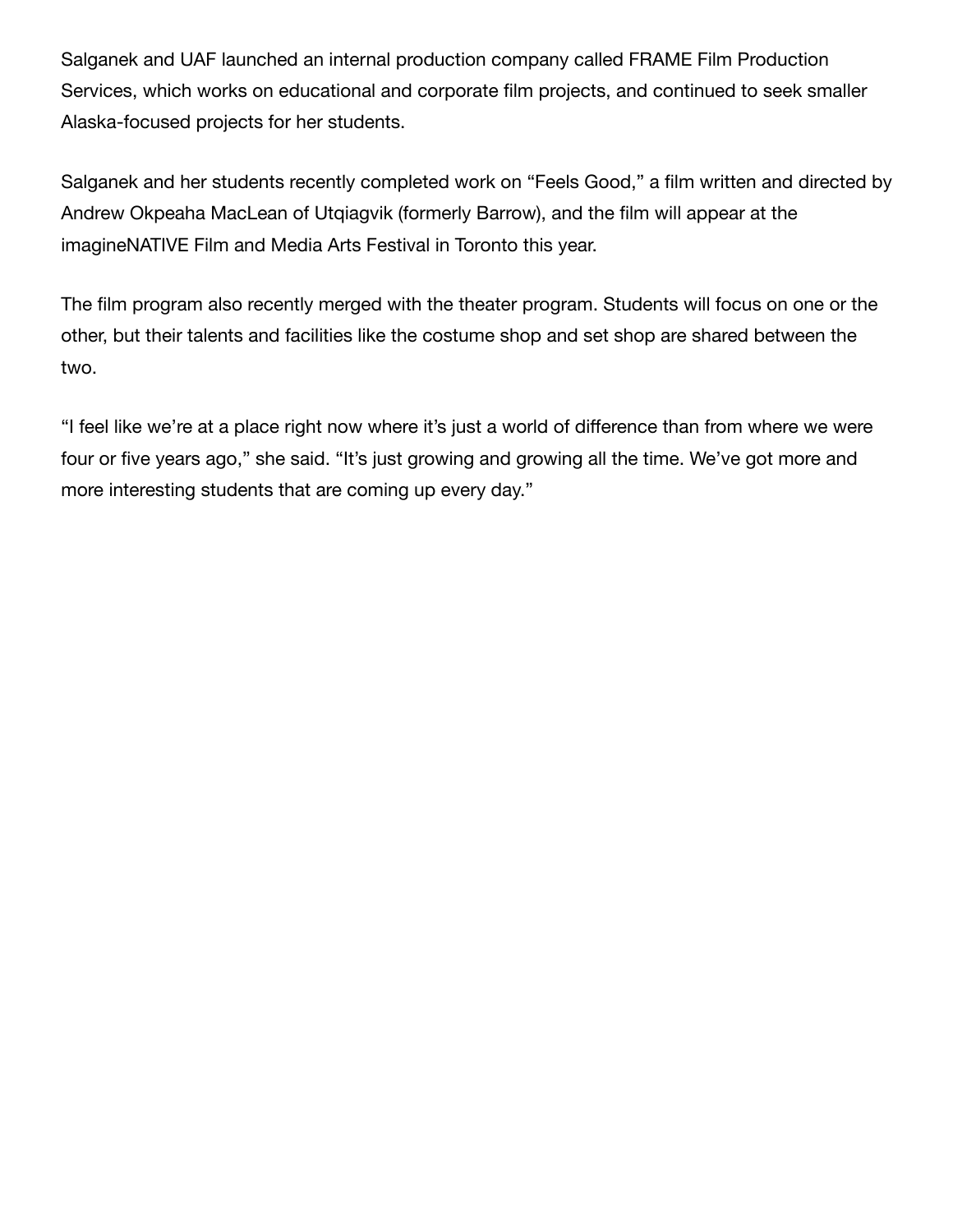Salganek and UAF launched an internal production company called FRAME Film Production Services, which works on educational and corporate film projects, and continued to seek smaller Alaska-focused projects for her students.

Salganek and her students recently completed work on “Feels Good,” a film written and directed by Andrew Okpeaha MacLean of Utqiagvik (formerly Barrow), and the film will appear at the imagineNATIVE Film and Media Arts Festival in Toronto this year.

The film program also recently merged with the theater program. Students will focus on one or the other, but their talents and facilities like the costume shop and set shop are shared between the two.

“I feel like we’re at a place right now where it’s just a world of difference than from where we were four or five years ago,” she said. “It’s just growing and growing all the time. We’ve got more and more interesting students that are coming up every day.”